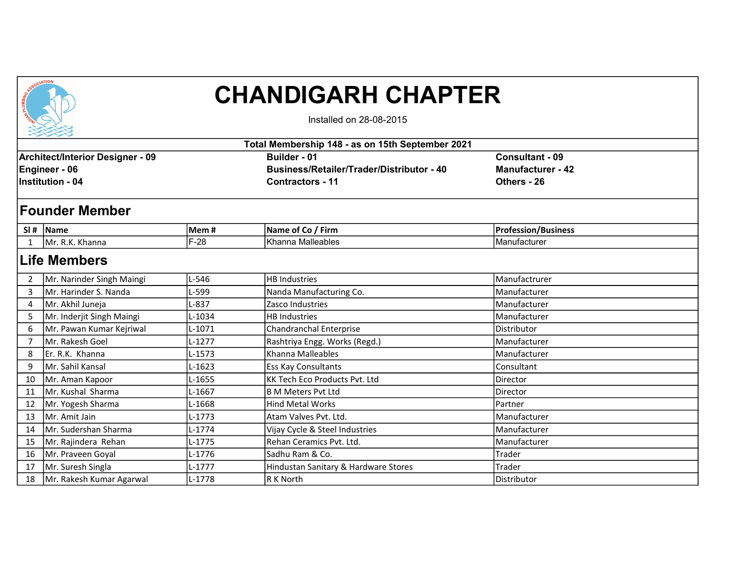# CHANDIGARH CHAPTER

Installed on 28-08-2015

**Total Membership 148 - as on 15th September 2021**

| | | |
|---|---|---|
| **Architect/Interior Designer - 09** | **Builder - 01** | **Consultant - 09** |
| **Engineer - 06** | **Business/Retailer/Trader/Distributor - 40** | **Manufacturer - 42** |
| **Institution - 04** | **Contractors - 11** | **Others - 26** |

## Founder Member

| Sl # | Name | Mem # | Name of Co / Firm | Profession/Business |
|---|---|---|---|---|
| 1 | Mr. R.K. Khanna | F-28 | Khanna Malleables | Manufacturer |

## Life Members

| Sl # | Name | Mem # | Name of Co / Firm | Profession/Business |
|---|---|---|---|---|
| 2 | Mr. Narinder Singh Maingi | L-546 | HB Industries | Manufactrurer |
| 3 | Mr. Harinder S. Nanda | L-599 | Nanda Manufacturing Co. | Manufacturer |
| 4 | Mr. Akhil Juneja | L-837 | Zasco Industries | Manufacturer |
| 5 | Mr. Inderjit Singh Maingi | L-1034 | HB Industries | Manufacturer |
| 6 | Mr. Pawan Kumar Kejriwal | L-1071 | Chandranchal Enterprise | Distributor |
| 7 | Mr. Rakesh Goel | L-1277 | Rashtriya Engg. Works (Regd.) | Manufacturer |
| 8 | Er. R.K. Khanna | L-1573 | Khanna Malleables | Manufacturer |
| 9 | Mr. Sahil Kansal | L-1623 | Ess Kay Consultants | Consultant |
| 10 | Mr. Aman Kapoor | L-1655 | KK Tech Eco Products Pvt. Ltd | Director |
| 11 | Mr. Kushal Sharma | L-1667 | B M Meters Pvt Ltd | Director |
| 12 | Mr. Yogesh Sharma | L-1668 | Hind Metal Works | Partner |
| 13 | Mr. Amit Jain | L-1773 | Atam Valves Pvt. Ltd. | Manufacturer |
| 14 | Mr. Sudershan Sharma | L-1774 | Vijay Cycle & Steel Industries | Manufacturer |
| 15 | Mr. Rajindera Rehan | L-1775 | Rehan Ceramics Pvt. Ltd. | Manufacturer |
| 16 | Mr. Praveen Goyal | L-1776 | Sadhu Ram & Co. | Trader |
| 17 | Mr. Suresh Singla | L-1777 | Hindustan Sanitary & Hardware Stores | Trader |
| 18 | Mr. Rakesh Kumar Agarwal | L-1778 | R K North | Distributor |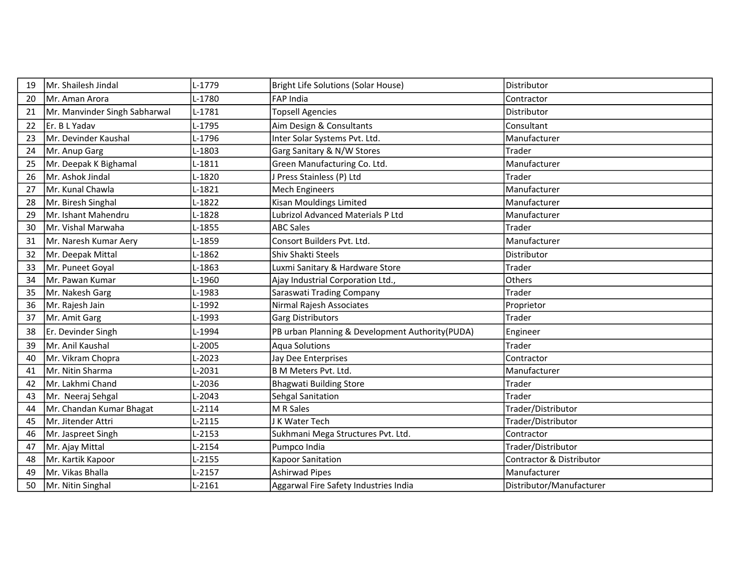| | | | | |
|---|---|---|---|---|
| 19 | Mr. Shailesh Jindal | L-1779 | Bright Life Solutions (Solar House) | Distributor |
| 20 | Mr. Aman Arora | L-1780 | FAP India | Contractor |
| 21 | Mr. Manvinder Singh Sabharwal | L-1781 | Topsell Agencies | Distributor |
| 22 | Er. B L Yadav | L-1795 | Aim Design & Consultants | Consultant |
| 23 | Mr. Devinder Kaushal | L-1796 | Inter Solar Systems Pvt. Ltd. | Manufacturer |
| 24 | Mr. Anup Garg | L-1803 | Garg Sanitary & N/W Stores | Trader |
| 25 | Mr. Deepak K Bighamal | L-1811 | Green Manufacturing Co. Ltd. | Manufacturer |
| 26 | Mr. Ashok Jindal | L-1820 | J Press Stainless (P) Ltd | Trader |
| 27 | Mr. Kunal Chawla | L-1821 | Mech Engineers | Manufacturer |
| 28 | Mr. Biresh Singhal | L-1822 | Kisan Mouldings Limited | Manufacturer |
| 29 | Mr. Ishant Mahendru | L-1828 | Lubrizol Advanced Materials P Ltd | Manufacturer |
| 30 | Mr. Vishal Marwaha | L-1855 | ABC Sales | Trader |
| 31 | Mr. Naresh Kumar Aery | L-1859 | Consort Builders Pvt. Ltd. | Manufacturer |
| 32 | Mr. Deepak Mittal | L-1862 | Shiv Shakti Steels | Distributor |
| 33 | Mr. Puneet Goyal | L-1863 | Luxmi Sanitary & Hardware Store | Trader |
| 34 | Mr. Pawan Kumar | L-1960 | Ajay Industrial Corporation Ltd., | Others |
| 35 | Mr. Nakesh Garg | L-1983 | Saraswati Trading Company | Trader |
| 36 | Mr. Rajesh Jain | L-1992 | Nirmal Rajesh Associates | Proprietor |
| 37 | Mr. Amit Garg | L-1993 | Garg Distributors | Trader |
| 38 | Er. Devinder Singh | L-1994 | PB urban Planning & Development Authority(PUDA) | Engineer |
| 39 | Mr. Anil Kaushal | L-2005 | Aqua Solutions | Trader |
| 40 | Mr. Vikram Chopra | L-2023 | Jay Dee Enterprises | Contractor |
| 41 | Mr. Nitin Sharma | L-2031 | B M Meters Pvt. Ltd. | Manufacturer |
| 42 | Mr. Lakhmi Chand | L-2036 | Bhagwati Building Store | Trader |
| 43 | Mr. Neeraj Sehgal | L-2043 | Sehgal Sanitation | Trader |
| 44 | Mr. Chandan Kumar Bhagat | L-2114 | M R Sales | Trader/Distributor |
| 45 | Mr. Jitender Attri | L-2115 | J K Water Tech | Trader/Distributor |
| 46 | Mr. Jaspreet Singh | L-2153 | Sukhmani Mega Structures Pvt. Ltd. | Contractor |
| 47 | Mr. Ajay Mittal | L-2154 | Pumpco India | Trader/Distributor |
| 48 | Mr. Kartik Kapoor | L-2155 | Kapoor Sanitation | Contractor & Distributor |
| 49 | Mr. Vikas Bhalla | L-2157 | Ashirwad Pipes | Manufacturer |
| 50 | Mr. Nitin Singhal | L-2161 | Aggarwal Fire Safety Industries India | Distributor/Manufacturer |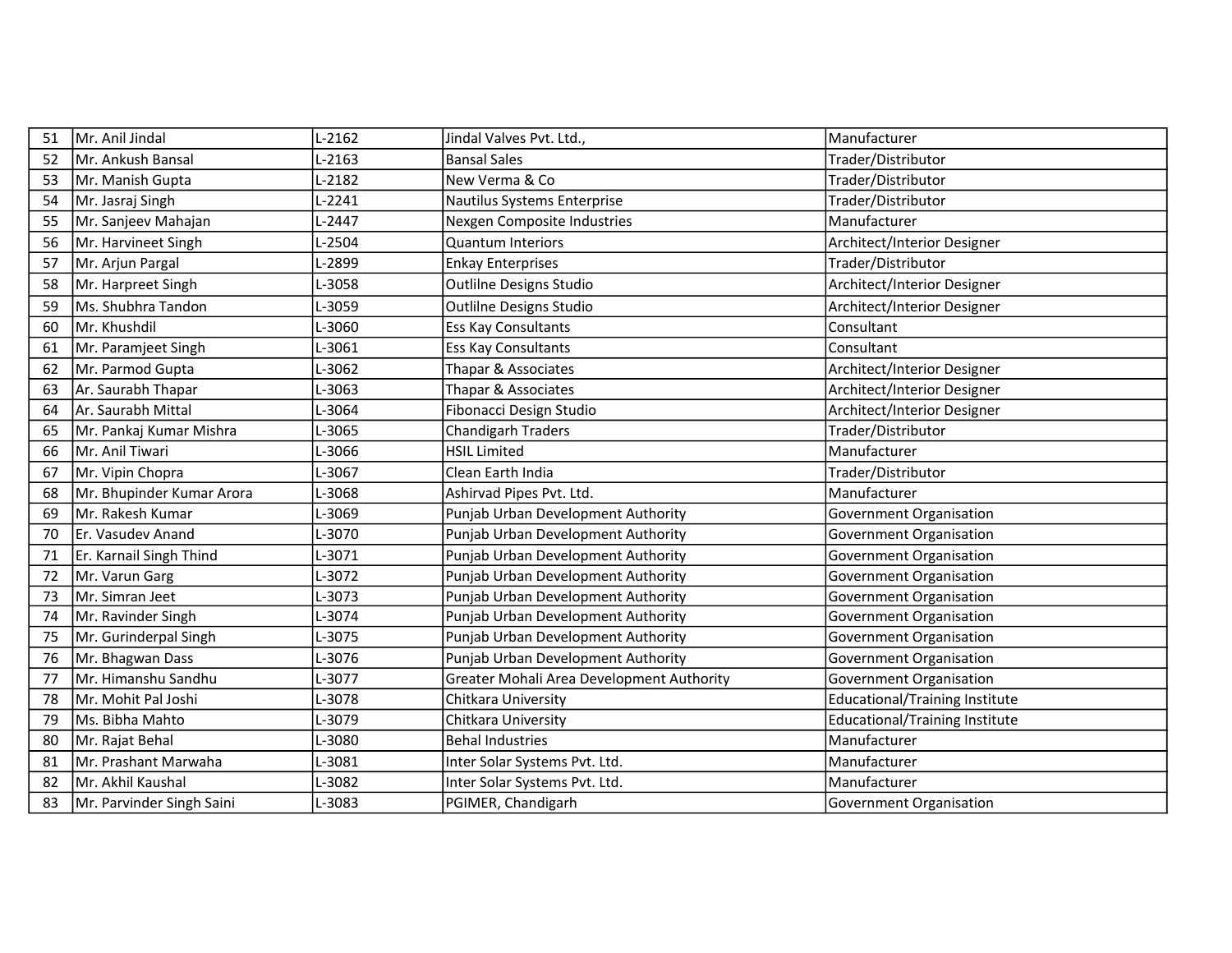| | | | | |
|---|---|---|---|---|
| 51 | Mr. Anil Jindal | L-2162 | Jindal Valves Pvt. Ltd., | Manufacturer |
| 52 | Mr. Ankush Bansal | L-2163 | Bansal Sales | Trader/Distributor |
| 53 | Mr. Manish Gupta | L-2182 | New Verma & Co | Trader/Distributor |
| 54 | Mr. Jasraj Singh | L-2241 | Nautilus Systems Enterprise | Trader/Distributor |
| 55 | Mr. Sanjeev Mahajan | L-2447 | Nexgen Composite Industries | Manufacturer |
| 56 | Mr. Harvineet Singh | L-2504 | Quantum Interiors | Architect/Interior Designer |
| 57 | Mr. Arjun Pargal | L-2899 | Enkay Enterprises | Trader/Distributor |
| 58 | Mr. Harpreet Singh | L-3058 | Outlilne Designs Studio | Architect/Interior Designer |
| 59 | Ms. Shubhra Tandon | L-3059 | Outlilne Designs Studio | Architect/Interior Designer |
| 60 | Mr. Khushdil | L-3060 | Ess Kay Consultants | Consultant |
| 61 | Mr. Paramjeet Singh | L-3061 | Ess Kay Consultants | Consultant |
| 62 | Mr. Parmod Gupta | L-3062 | Thapar & Associates | Architect/Interior Designer |
| 63 | Ar. Saurabh Thapar | L-3063 | Thapar & Associates | Architect/Interior Designer |
| 64 | Ar. Saurabh Mittal | L-3064 | Fibonacci Design Studio | Architect/Interior Designer |
| 65 | Mr. Pankaj Kumar Mishra | L-3065 | Chandigarh Traders | Trader/Distributor |
| 66 | Mr. Anil Tiwari | L-3066 | HSIL Limited | Manufacturer |
| 67 | Mr. Vipin Chopra | L-3067 | Clean Earth India | Trader/Distributor |
| 68 | Mr. Bhupinder Kumar Arora | L-3068 | Ashirvad Pipes Pvt. Ltd. | Manufacturer |
| 69 | Mr. Rakesh Kumar | L-3069 | Punjab Urban Development Authority | Government Organisation |
| 70 | Er. Vasudev Anand | L-3070 | Punjab Urban Development Authority | Government Organisation |
| 71 | Er. Karnail Singh Thind | L-3071 | Punjab Urban Development Authority | Government Organisation |
| 72 | Mr. Varun Garg | L-3072 | Punjab Urban Development Authority | Government Organisation |
| 73 | Mr. Simran Jeet | L-3073 | Punjab Urban Development Authority | Government Organisation |
| 74 | Mr. Ravinder Singh | L-3074 | Punjab Urban Development Authority | Government Organisation |
| 75 | Mr. Gurinderpal Singh | L-3075 | Punjab Urban Development Authority | Government Organisation |
| 76 | Mr. Bhagwan Dass | L-3076 | Punjab Urban Development Authority | Government Organisation |
| 77 | Mr. Himanshu Sandhu | L-3077 | Greater Mohali Area Development Authority | Government Organisation |
| 78 | Mr. Mohit Pal Joshi | L-3078 | Chitkara University | Educational/Training Institute |
| 79 | Ms. Bibha Mahto | L-3079 | Chitkara University | Educational/Training Institute |
| 80 | Mr. Rajat Behal | L-3080 | Behal Industries | Manufacturer |
| 81 | Mr. Prashant Marwaha | L-3081 | Inter Solar Systems Pvt. Ltd. | Manufacturer |
| 82 | Mr. Akhil Kaushal | L-3082 | Inter Solar Systems Pvt. Ltd. | Manufacturer |
| 83 | Mr. Parvinder Singh Saini | L-3083 | PGIMER, Chandigarh | Government Organisation |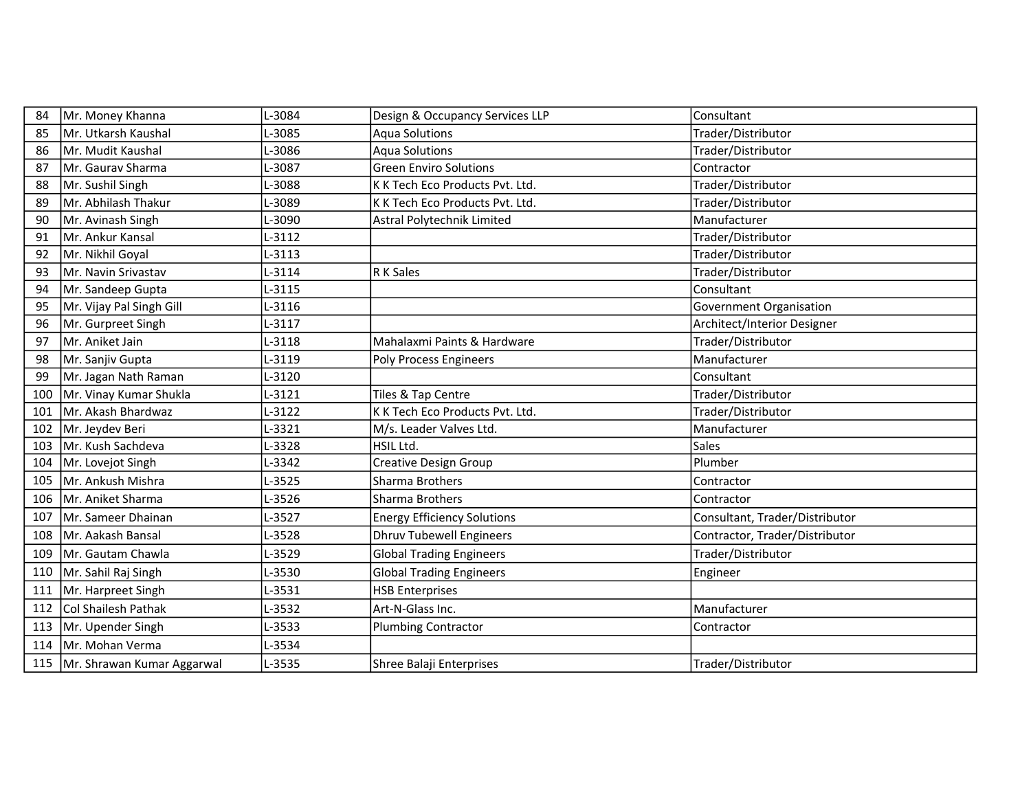| | | | | |
|---|---|---|---|---|
| 84 | Mr. Money Khanna | L-3084 | Design & Occupancy Services LLP | Consultant |
| 85 | Mr. Utkarsh Kaushal | L-3085 | Aqua Solutions | Trader/Distributor |
| 86 | Mr. Mudit Kaushal | L-3086 | Aqua Solutions | Trader/Distributor |
| 87 | Mr. Gaurav Sharma | L-3087 | Green Enviro Solutions | Contractor |
| 88 | Mr. Sushil Singh | L-3088 | K K Tech Eco Products Pvt. Ltd. | Trader/Distributor |
| 89 | Mr. Abhilash Thakur | L-3089 | K K Tech Eco Products Pvt. Ltd. | Trader/Distributor |
| 90 | Mr. Avinash Singh | L-3090 | Astral Polytechnik Limited | Manufacturer |
| 91 | Mr. Ankur Kansal | L-3112 | | Trader/Distributor |
| 92 | Mr. Nikhil Goyal | L-3113 | | Trader/Distributor |
| 93 | Mr. Navin Srivastav | L-3114 | R K Sales | Trader/Distributor |
| 94 | Mr. Sandeep Gupta | L-3115 | | Consultant |
| 95 | Mr. Vijay Pal Singh Gill | L-3116 | | Government Organisation |
| 96 | Mr. Gurpreet Singh | L-3117 | | Architect/Interior Designer |
| 97 | Mr. Aniket Jain | L-3118 | Mahalaxmi Paints & Hardware | Trader/Distributor |
| 98 | Mr. Sanjiv Gupta | L-3119 | Poly Process Engineers | Manufacturer |
| 99 | Mr. Jagan Nath Raman | L-3120 | | Consultant |
| 100 | Mr. Vinay Kumar Shukla | L-3121 | Tiles & Tap Centre | Trader/Distributor |
| 101 | Mr. Akash Bhardwaz | L-3122 | K K Tech Eco Products Pvt. Ltd. | Trader/Distributor |
| 102 | Mr. Jeydev Beri | L-3321 | M/s. Leader Valves Ltd. | Manufacturer |
| 103 | Mr. Kush Sachdeva | L-3328 | HSIL Ltd. | Sales |
| 104 | Mr. Lovejot Singh | L-3342 | Creative Design Group | Plumber |
| 105 | Mr. Ankush Mishra | L-3525 | Sharma Brothers | Contractor |
| 106 | Mr. Aniket Sharma | L-3526 | Sharma Brothers | Contractor |
| 107 | Mr. Sameer Dhainan | L-3527 | Energy Efficiency Solutions | Consultant, Trader/Distributor |
| 108 | Mr. Aakash Bansal | L-3528 | Dhruv Tubewell Engineers | Contractor, Trader/Distributor |
| 109 | Mr. Gautam Chawla | L-3529 | Global Trading Engineers | Trader/Distributor |
| 110 | Mr. Sahil Raj Singh | L-3530 | Global Trading Engineers | Engineer |
| 111 | Mr. Harpreet Singh | L-3531 | HSB Enterprises | |
| 112 | Col Shailesh Pathak | L-3532 | Art-N-Glass Inc. | Manufacturer |
| 113 | Mr. Upender Singh | L-3533 | Plumbing Contractor | Contractor |
| 114 | Mr. Mohan Verma | L-3534 | | |
| 115 | Mr. Shrawan Kumar Aggarwal | L-3535 | Shree Balaji Enterprises | Trader/Distributor |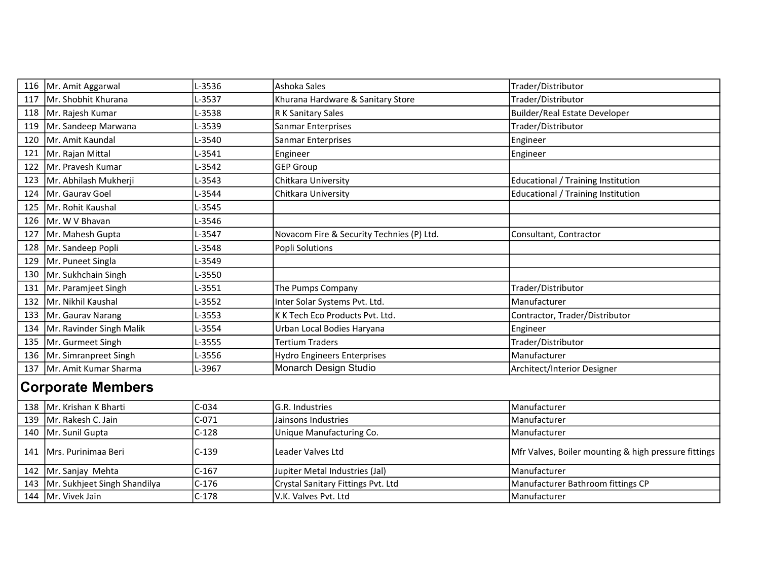| 116 | Mr. Amit Aggarwal | L-3536 | Ashoka Sales | Trader/Distributor |
|---|---|---|---|---|
| 117 | Mr. Shobhit Khurana | L-3537 | Khurana Hardware & Sanitary Store | Trader/Distributor |
| 118 | Mr. Rajesh Kumar | L-3538 | R K Sanitary Sales | Builder/Real Estate Developer |
| 119 | Mr. Sandeep Marwana | L-3539 | Sanmar Enterprises | Trader/Distributor |
| 120 | Mr. Amit Kaundal | L-3540 | Sanmar Enterprises | Engineer |
| 121 | Mr. Rajan Mittal | L-3541 | Engineer | Engineer |
| 122 | Mr. Pravesh Kumar | L-3542 | GEP Group | |
| 123 | Mr. Abhilash Mukherji | L-3543 | Chitkara University | Educational / Training Institution |
| 124 | Mr. Gaurav Goel | L-3544 | Chitkara University | Educational / Training Institution |
| 125 | Mr. Rohit Kaushal | L-3545 | | |
| 126 | Mr. W V Bhavan | L-3546 | | |
| 127 | Mr. Mahesh Gupta | L-3547 | Novacom Fire & Security Technies (P) Ltd. | Consultant, Contractor |
| 128 | Mr. Sandeep Popli | L-3548 | Popli Solutions | |
| 129 | Mr. Puneet Singla | L-3549 | | |
| 130 | Mr. Sukhchain Singh | L-3550 | | |
| 131 | Mr. Paramjeet Singh | L-3551 | The Pumps Company | Trader/Distributor |
| 132 | Mr. Nikhil Kaushal | L-3552 | Inter Solar Systems Pvt. Ltd. | Manufacturer |
| 133 | Mr. Gaurav Narang | L-3553 | K K Tech Eco Products Pvt. Ltd. | Contractor, Trader/Distributor |
| 134 | Mr. Ravinder Singh Malik | L-3554 | Urban Local Bodies Haryana | Engineer |
| 135 | Mr. Gurmeet Singh | L-3555 | Tertium Traders | Trader/Distributor |
| 136 | Mr. Simranpreet Singh | L-3556 | Hydro Engineers Enterprises | Manufacturer |
| 137 | Mr. Amit Kumar Sharma | L-3967 | Monarch Design Studio | Architect/Interior Designer |
| **Corporate Members** | | | | |
| 138 | Mr. Krishan K Bharti | C-034 | G.R. Industries | Manufacturer |
| 139 | Mr. Rakesh C. Jain | C-071 | Jainsons Industries | Manufacturer |
| 140 | Mr. Sunil Gupta | C-128 | Unique Manufacturing Co. | Manufacturer |
| 141 | Mrs. Purinimaa Beri | C-139 | Leader Valves Ltd | Mfr Valves, Boiler mounting & high pressure fittings |
| 142 | Mr. Sanjay Mehta | C-167 | Jupiter Metal Industries (Jal) | Manufacturer |
| 143 | Mr. Sukhjeet Singh Shandilya | C-176 | Crystal Sanitary Fittings Pvt. Ltd | Manufacturer Bathroom fittings CP |
| 144 | Mr. Vivek Jain | C-178 | V.K. Valves Pvt. Ltd | Manufacturer |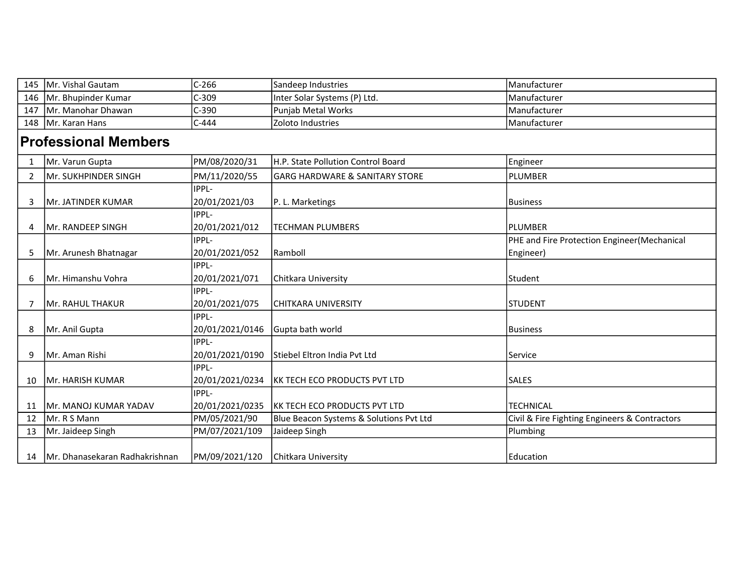| | | | | |
|---|---|---|---|---|
| 145 | Mr. Vishal Gautam | C-266 | Sandeep Industries | Manufacturer |
| 146 | Mr. Bhupinder Kumar | C-309 | Inter Solar Systems (P) Ltd. | Manufacturer |
| 147 | Mr. Manohar Dhawan | C-390 | Punjab Metal Works | Manufacturer |
| 148 | Mr. Karan Hans | C-444 | Zoloto Industries | Manufacturer |

## Professional Members

| | | | | |
|---|---|---|---|---|
| 1 | Mr. Varun Gupta | PM/08/2020/31 | H.P. State Pollution Control Board | Engineer |
| 2 | Mr. SUKHPINDER SINGH | PM/11/2020/55 | GARG HARDWARE & SANITARY STORE | PLUMBER |
| 3 | Mr. JATINDER KUMAR | IPPL-20/01/2021/03 | P. L. Marketings | Business |
| 4 | Mr. RANDEEP SINGH | IPPL-20/01/2021/012 | TECHMAN PLUMBERS | PLUMBER |
| 5 | Mr. Arunesh Bhatnagar | IPPL-20/01/2021/052 | Ramboll | PHE and Fire Protection Engineer(Mechanical Engineer) |
| 6 | Mr. Himanshu Vohra | IPPL-20/01/2021/071 | Chitkara University | Student |
| 7 | Mr. RAHUL THAKUR | IPPL-20/01/2021/075 | CHITKARA UNIVERSITY | STUDENT |
| 8 | Mr. Anil Gupta | IPPL-20/01/2021/0146 | Gupta bath world | Business |
| 9 | Mr. Aman Rishi | IPPL-20/01/2021/0190 | Stiebel Eltron India Pvt Ltd | Service |
| 10 | Mr. HARISH KUMAR | IPPL-20/01/2021/0234 | KK TECH ECO PRODUCTS PVT LTD | SALES |
| 11 | Mr. MANOJ KUMAR YADAV | IPPL-20/01/2021/0235 | KK TECH ECO PRODUCTS PVT LTD | TECHNICAL |
| 12 | Mr. R S Mann | PM/05/2021/90 | Blue Beacon Systems & Solutions Pvt Ltd | Civil & Fire Fighting Engineers & Contractors |
| 13 | Mr. Jaideep Singh | PM/07/2021/109 | Jaideep Singh | Plumbing |
| 14 | Mr. Dhanasekaran Radhakrishnan | PM/09/2021/120 | Chitkara University | Education |